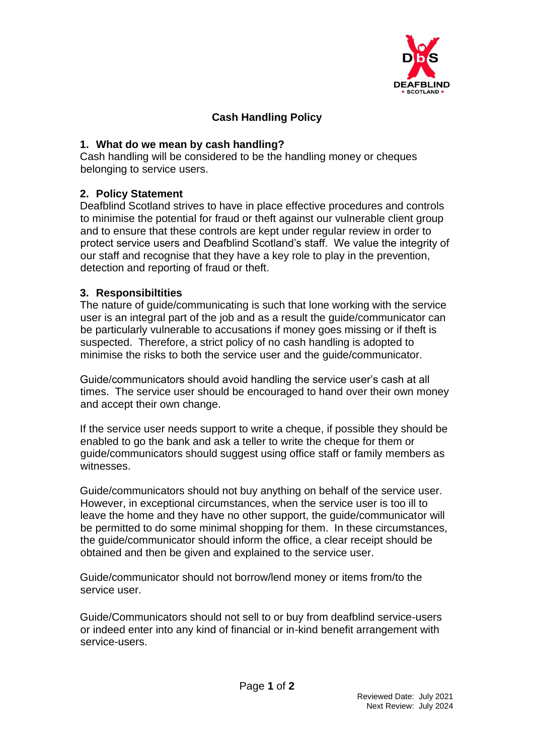# Cash Handling Policy

## 1. What do we mean by cash handling?

Cash handling will be considered to be the handling money or cheques belonging to service users.

## 2. Policy Statement

Deafblind Scotland strives to have in place effective procedures and controls to minimise the potential for fraud or theft against our vulnerable client group and to ensure that these controls are kept under regular review in order to protect service users and Deafblind Scotland's staff. We value the integrity of our staff and recognise that they have a key role to play in the prevention, detection and reporting of fraud or theft.

## 3. Responsibiltities

The nature of guide/communicating is such that lone working with the service user is an integral part of the job and as a result the guide/communicator can be particularly vulnerable to accusations if money goes missing or if theft is suspected. Therefore, a strict policy of no cash handling is adopted to minimise the risks to both the service user and the guide/communicator.

Guide/communicators should avoid handling the service user's cash at all times. The service user should be encouraged to hand over their own money and accept their own change.

If the service user needs support to write a cheque, if possible they should be enabled to go the bank and ask a teller to write the cheque for them or guide/communicators should suggest using office staff or family members as witnesses.

Guide/communicators should not buy anything on behalf of the service user. However, in exceptional circumstances, when the service user is too ill to leave the home and they have no other support, the guide/communicator will be permitted to do some minimal shopping for them. In these circumstances, the guide/communicator should inform the office, a clear receipt should be obtained and then be given and explained to the service user.

Guide/communicator should not borrow/lend money or items from/to the service user.

Guide/Communicators should not sell to or buy from deafblind service-users or indeed enter into any kind of financial or in-kind benefit arrangement with service-users.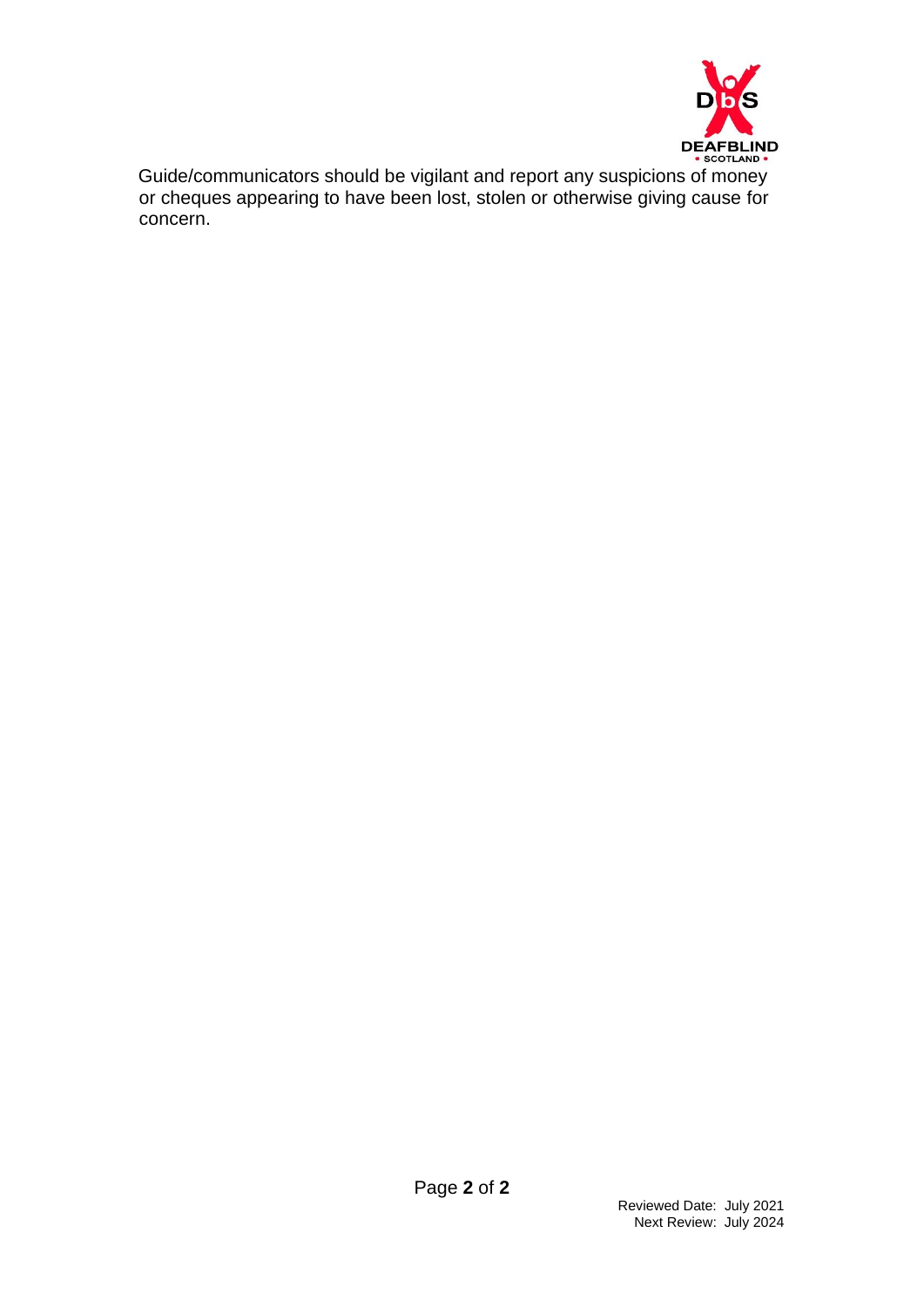Guide/communicators should be vigilant and report any suspicions of money or cheques appearing to have been lost, stolen or otherwise giving cause for concern.

Reviewed Date: July 2021
Next Review: July 2024